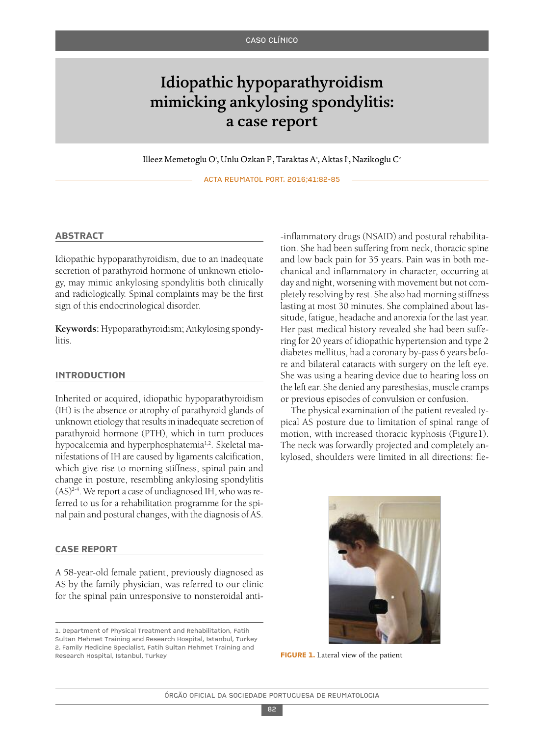CASO CLÍNICO

# Idiopathic hypoparathyroidism mimicking ankylosing spondylitis: a case report

Illeez Memetoglu O[1], Unlu Ozkan F[1], Taraktas A[1], Aktas I[1], Nazikoglu C[2]

## ABSTRACT

Idiopathic hypoparathyroidism, due to an inadequate secretion of parathyroid hormone of unknown etiology, may mimic ankylosing spondylitis both clinically and radiologically. Spinal complaints may be the first sign of this endocrinological disorder.

**Keywords:** Hypoparathyroidism; Ankylosing spondylitis.

## INTRODUCTION

Inherited or acquired, idiopathic hypoparathyroidism (IH) is the absence or atrophy of parathyroid glands of unknown etiology that results in inadequate secretion of parathyroid hormone (PTH), which in turn produces hypocalcemia and hyperphosphatemia[1,2]. Skeletal manifestations of IH are caused by ligaments calcification, which give rise to morning stiffness, spinal pain and change in posture, resembling ankylosing spondylitis (AS)[2-4]. We report a case of undiagnosed IH, who was referred to us for a rehabilitation programme for the spinal pain and postural changes, with the diagnosis of AS.

## CASE REPORT

A 58-year-old female patient, previously diagnosed as AS by the family physician, was referred to our clinic for the spinal pain unresponsive to nonsteroidal anti-inflammatory drugs (NSAID) and postural rehabilitation. She had been suffering from neck, thoracic spine and low back pain for 35 years. Pain was in both mechanical and inflammatory in character, occurring at day and night, worsening with movement but not completely resolving by rest. She also had morning stiffness lasting at most 30 minutes. She complained about lassitude, fatigue, headache and anorexia for the last year. Her past medical history revealed she had been suffering for 20 years of idiopathic hypertension and type 2 diabetes mellitus, had a coronary by-pass 6 years before and bilateral cataracts with surgery on the left eye. She was using a hearing device due to hearing loss on the left ear. She denied any paresthesias, muscle cramps or previous episodes of convulsion or confusion.

The physical examination of the patient revealed typical AS posture due to limitation of spinal range of motion, with increased thoracic kyphosis (Figure1). The neck was forwardly projected and completely ankylosed, shoulders were limited in all directions: fle-

**FIGURE 1.** Lateral view of the patient

1. Department of Physical Treatment and Rehabilitation, Fatih Sultan Mehmet Training and Research Hospital, Istanbul, Turkey
2. Family Medicine Specialist, Fatih Sultan Mehmet Training and Research Hospital, Istanbul, Turkey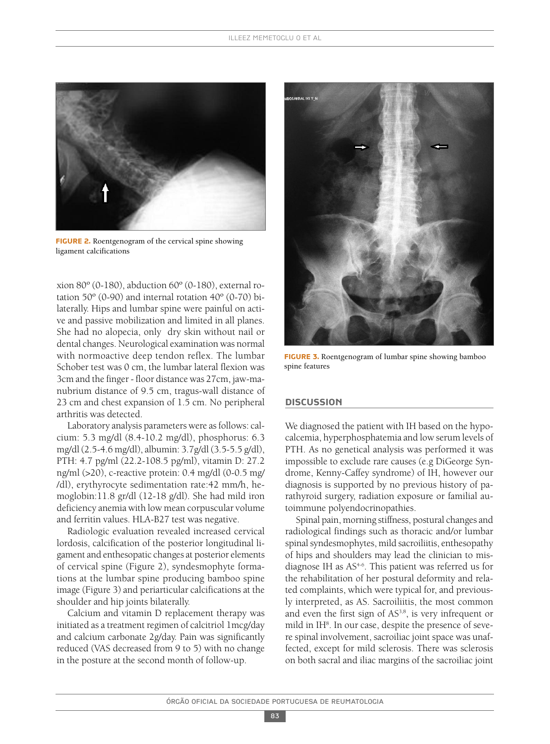FIGURE 2. Roentgenogram of the cervical spine showing ligament calcifications

xion 80º (0-180), abduction 60º (0-180), external rotation 50º (0-90) and internal rotation 40º (0-70) bilaterally. Hips and lumbar spine were painful on active and passive mobilization and limited in all planes. She had no alopecia, only dry skin without nail or dental changes. Neurological examination was normal with normoactive deep tendon reflex. The lumbar Schober test was 0 cm, the lumbar lateral flexion was 3cm and the finger - floor distance was 27cm, jaw-manubrium distance of 9.5 cm, tragus-wall distance of 23 cm and chest expansion of 1.5 cm. No peripheral arthritis was detected.

Laboratory analysis parameters were as follows: calcium: 5.3 mg/dl (8.4-10.2 mg/dl), phosphorus: 6.3 mg/dl (2.5-4.6 mg/dl), albumin: 3.7g/dl (3.5-5.5 g/dl), PTH: 4.7 pg/ml (22.2-108.5 pg/ml), vitamin D: 27.2 ng/ml (>20), c-reactive protein: 0.4 mg/dl (0-0.5 mg/ /dl), erythyrocyte sedimentation rate:42 mm/h, hemoglobin:11.8 gr/dl (12-18 g/dl). She had mild iron deficiency anemia with low mean corpuscular volume and ferritin values. HLA-B27 test was negative.

Radiologic evaluation revealed increased cervical lordosis, calcification of the posterior longitudinal ligament and enthesopatic changes at posterior elements of cervical spine (Figure 2), syndesmophyte formations at the lumbar spine producing bamboo spine image (Figure 3) and periarticular calcifications at the shoulder and hip joints bilaterally.

Calcium and vitamin D replacement therapy was initiated as a treatment regimen of calcitriol 1mcg/day and calcium carbonate 2g/day. Pain was significantly reduced (VAS decreased from 9 to 5) with no change in the posture at the second month of follow-up.

FIGURE 3. Roentgenogram of lumbar spine showing bamboo spine features

## DISCUSSION

We diagnosed the patient with IH based on the hypocalcemia, hyperphosphatemia and low serum levels of PTH. As no genetical analysis was performed it was impossible to exclude rare causes (e.g DiGeorge Syndrome, Kenny-Caffey syndrome) of IH, however our diagnosis is supported by no previous history of parathyroid surgery, radiation exposure or familial autoimmune polyendocrinopathies.

Spinal pain, morning stiffness, postural changes and radiological findings such as thoracic and/or lumbar spinal syndesmophytes, mild sacroiliitis, enthesopathy of hips and shoulders may lead the clinician to misdiagnose IH as AS[4-6]. This patient was referred us for the rehabilitation of her postural deformity and related complaints, which were typical for, and previously interpreted, as AS. Sacroiliitis, the most common and even the first sign of AS[3,8], is very infrequent or mild in IH[8]. In our case, despite the presence of severe spinal involvement, sacroiliac joint space was unaffected, except for mild sclerosis. There was sclerosis on both sacral and iliac margins of the sacroiliac joint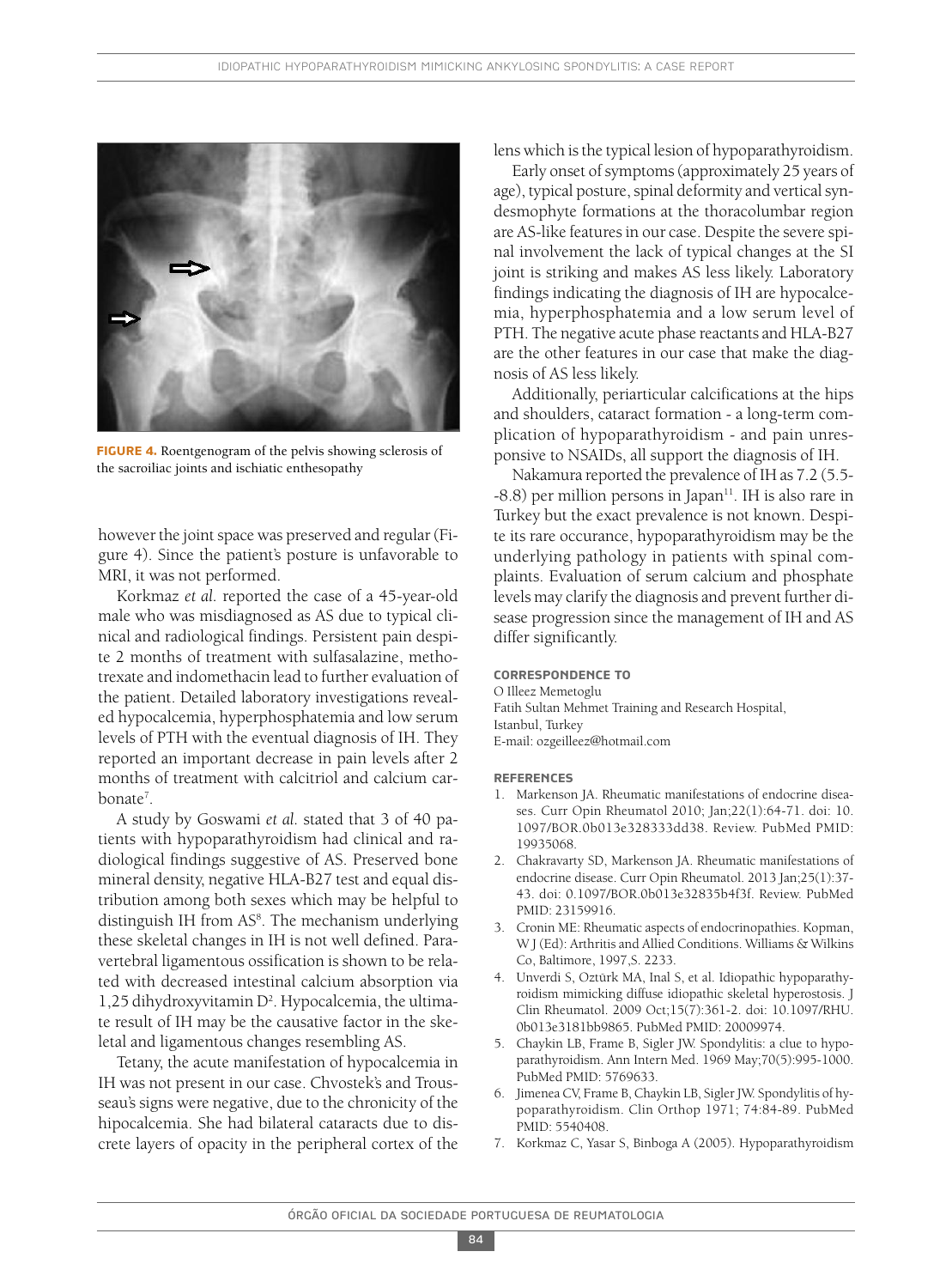**FIGURE 4.** Roentgenogram of the pelvis showing sclerosis of the sacroiliac joints and ischiatic enthesopathy

however the joint space was preserved and regular (Figure 4). Since the patient's posture is unfavorable to MRI, it was not performed.

Korkmaz *et al.* reported the case of a 45-year-old male who was misdiagnosed as AS due to typical clinical and radiological findings. Persistent pain despite 2 months of treatment with sulfasalazine, methotrexate and indomethacin lead to further evaluation of the patient. Detailed laboratory investigations revealed hypocalcemia, hyperphosphatemia and low serum levels of PTH with the eventual diagnosis of IH. They reported an important decrease in pain levels after 2 months of treatment with calcitriol and calcium carbonate[7].

A study by Goswami *et al.* stated that 3 of 40 patients with hypoparathyroidism had clinical and radiological findings suggestive of AS. Preserved bone mineral density, negative HLA-B27 test and equal distribution among both sexes which may be helpful to distinguish IH from AS[8]. The mechanism underlying these skeletal changes in IH is not well defined. Paravertebral ligamentous ossification is shown to be related with decreased intestinal calcium absorption via 1,25 dihydroxyvitamin D[2]. Hypocalcemia, the ultimate result of IH may be the causative factor in the skeletal and ligamentous changes resembling AS.

Tetany, the acute manifestation of hypocalcemia in IH was not present in our case. Chvostek's and Trousseau's signs were negative, due to the chronicity of the hipocalcemia. She had bilateral cataracts due to discrete layers of opacity in the peripheral cortex of the lens which is the typical lesion of hypoparathyroidism.

Early onset of symptoms (approximately 25 years of age), typical posture, spinal deformity and vertical syndesmophyte formations at the thoracolumbar region are AS-like features in our case. Despite the severe spinal involvement the lack of typical changes at the SI joint is striking and makes AS less likely. Laboratory findings indicating the diagnosis of IH are hypocalcemia, hyperphosphatemia and a low serum level of PTH. The negative acute phase reactants and HLA-B27 are the other features in our case that make the diagnosis of AS less likely.

Additionally, periarticular calcifications at the hips and shoulders, cataract formation - a long-term complication of hypoparathyroidism - and pain unresponsive to NSAIDs, all support the diagnosis of IH.

Nakamura reported the prevalence of IH as 7.2 (5.5--8.8) per million persons in Japan[11]. IH is also rare in Turkey but the exact prevalence is not known. Despite its rare occurance, hypoparathyroidism may be the underlying pathology in patients with spinal complaints. Evaluation of serum calcium and phosphate levels may clarify the diagnosis and prevent further disease progression since the management of IH and AS differ significantly.

## CORRESPONDENCE TO

O Illeez Memetoglu
Fatih Sultan Mehmet Training and Research Hospital,
Istanbul, Turkey
E-mail: ozgeilleez@hotmail.com

## REFERENCES

1. Markenson JA. Rheumatic manifestations of endocrine diseases. Curr Opin Rheumatol 2010; Jan;22(1):64-71. doi: 10.1097/BOR.0b013e328333dd38. Review. PubMed PMID: 19935068.
2. Chakravarty SD, Markenson JA. Rheumatic manifestations of endocrine disease. Curr Opin Rheumatol. 2013 Jan;25(1):37-43. doi: 0.1097/BOR.0b013e32835b4f3f. Review. PubMed PMID: 23159916.
3. Cronin ME: Rheumatic aspects of endocrinopathies. Kopman, W J (Ed): Arthritis and Allied Conditions. Williams & Wilkins Co, Baltimore, 1997,S. 2233.
4. Unverdi S, Oztürk MA, Inal S, et al. Idiopathic hypoparathyroidism mimicking diffuse idiopathic skeletal hyperostosis. J Clin Rheumatol. 2009 Oct;15(7):361-2. doi: 10.1097/RHU.0b013e3181bb9865. PubMed PMID: 20009974.
5. Chaykin LB, Frame B, Sigler JW. Spondylitis: a clue to hypoparathyroidism. Ann Intern Med. 1969 May;70(5):995-1000. PubMed PMID: 5769633.
6. Jimenea CV, Frame B, Chaykin LB, Sigler JW. Spondylitis of hypoparathyroidism. Clin Orthop 1971; 74:84-89. PubMed PMID: 5540408.
7. Korkmaz C, Yasar S, Binboga A (2005). Hypoparathyroidism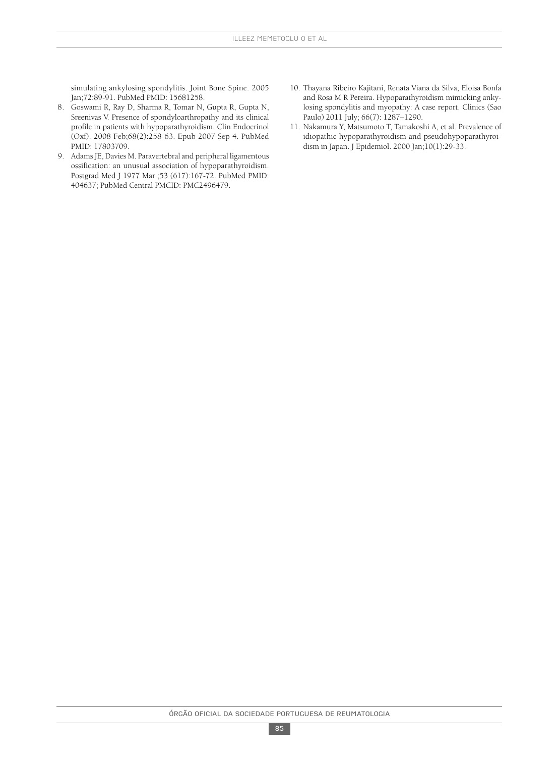simulating ankylosing spondylitis. Joint Bone Spine. 2005 Jan;72:89-91. PubMed PMID: 15681258.

8. Goswami R, Ray D, Sharma R, Tomar N, Gupta R, Gupta N, Sreenivas V. Presence of spondyloarthropathy and its clinical profile in patients with hypoparathyroidism. Clin Endocrinol (Oxf). 2008 Feb;68(2):258-63. Epub 2007 Sep 4. PubMed PMID: 17803709.
9. Adams JE, Davies M. Paravertebral and peripheral ligamentous ossification: an unusual association of hypoparathyroidism. Postgrad Med J 1977 Mar ;53 (617):167-72. PubMed PMID: 404637; PubMed Central PMCID: PMC2496479.
10. Thayana Ribeiro Kajitani, Renata Viana da Silva, Eloisa Bonfa and Rosa M R Pereira. Hypoparathyroidism mimicking ankylosing spondylitis and myopathy: A case report. Clinics (Sao Paulo) 2011 July; 66(7): 1287–1290.
11. Nakamura Y, Matsumoto T, Tamakoshi A, et al. Prevalence of idiopathic hypoparathyroidism and pseudohypoparathyroidism in Japan. J Epidemiol. 2000 Jan;10(1):29-33.